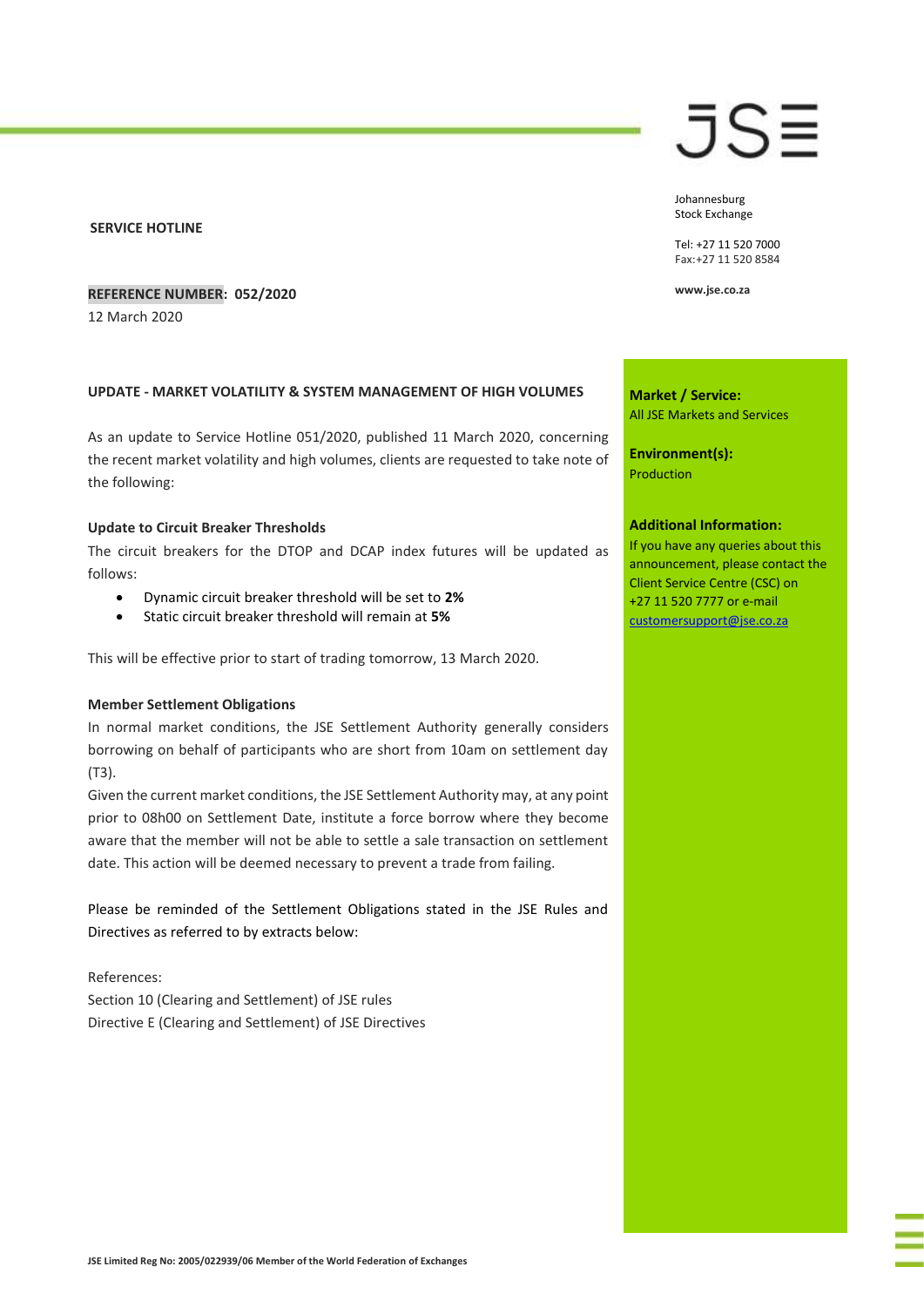JSE

Johannesburg
Stock Exchange

Tel: +27 11 520 7000
Fax:+27 11 520 8584

www.jse.co.za

**SERVICE HOTLINE**

**REFERENCE NUMBER: 052/2020**
12 March 2020

**Market / Service:**
All JSE Markets and Services

**Environment(s):**
Production

**Additional Information:**
If you have any queries about this announcement, please contact the Client Service Centre (CSC) on +27 11 520 7777 or e-mail customersupport@jse.co.za

## UPDATE - MARKET VOLATILITY & SYSTEM MANAGEMENT OF HIGH VOLUMES

As an update to Service Hotline 051/2020, published 11 March 2020, concerning the recent market volatility and high volumes, clients are requested to take note of the following:

### Update to Circuit Breaker Thresholds

The circuit breakers for the DTOP and DCAP index futures will be updated as follows:

- Dynamic circuit breaker threshold will be set to **2%**
- Static circuit breaker threshold will remain at **5%**

This will be effective prior to start of trading tomorrow, 13 March 2020.

### Member Settlement Obligations

In normal market conditions, the JSE Settlement Authority generally considers borrowing on behalf of participants who are short from 10am on settlement day (T3).

Given the current market conditions, the JSE Settlement Authority may, at any point prior to 08h00 on Settlement Date, institute a force borrow where they become aware that the member will not be able to settle a sale transaction on settlement date. This action will be deemed necessary to prevent a trade from failing.

Please be reminded of the Settlement Obligations stated in the JSE Rules and Directives as referred to by extracts below:

References:
Section 10 (Clearing and Settlement) of JSE rules
Directive E (Clearing and Settlement) of JSE Directives

JSE Limited Reg No: 2005/022939/06 Member of the World Federation of Exchanges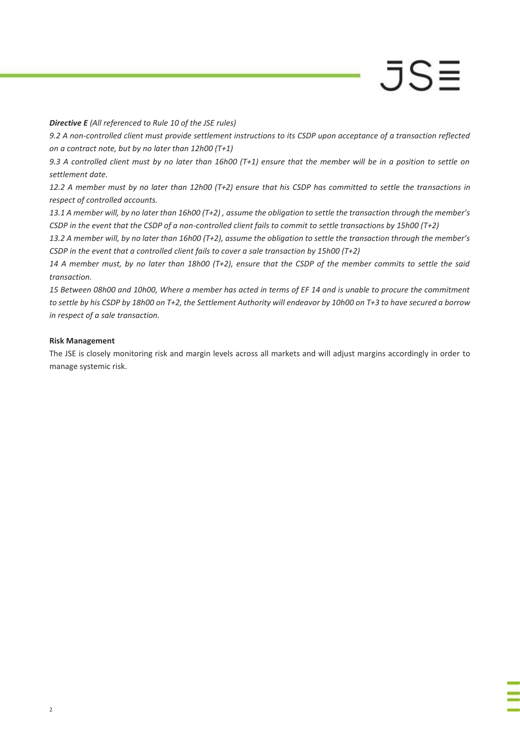***Directive E*** *(All referenced to Rule 10 of the JSE rules)*

*9.2 A non-controlled client must provide settlement instructions to its CSDP upon acceptance of a transaction reflected on a contract note, but by no later than 12h00 (T+1)*

*9.3 A controlled client must by no later than 16h00 (T+1) ensure that the member will be in a position to settle on settlement date.*

*12.2 A member must by no later than 12h00 (T+2) ensure that his CSDP has committed to settle the transactions in respect of controlled accounts.*

*13.1 A member will, by no later than 16h00 (T+2) , assume the obligation to settle the transaction through the member's CSDP in the event that the CSDP of a non-controlled client fails to commit to settle transactions by 15h00 (T+2)*

*13.2 A member will, by no later than 16h00 (T+2), assume the obligation to settle the transaction through the member's CSDP in the event that a controlled client fails to cover a sale transaction by 15h00 (T+2)*

*14 A member must, by no later than 18h00 (T+2), ensure that the CSDP of the member commits to settle the said transaction.*

*15 Between 08h00 and 10h00, Where a member has acted in terms of EF 14 and is unable to procure the commitment to settle by his CSDP by 18h00 on T+2, the Settlement Authority will endeavor by 10h00 on T+3 to have secured a borrow in respect of a sale transaction.*

**Risk Management**

The JSE is closely monitoring risk and margin levels across all markets and will adjust margins accordingly in order to manage systemic risk.